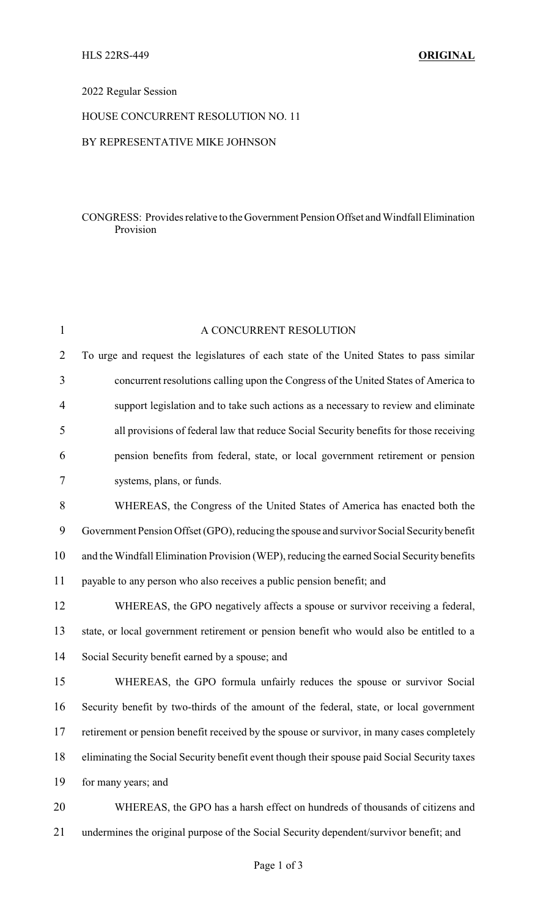HLS 22RS-449 **ORIGINAL**

2022 Regular Session

HOUSE CONCURRENT RESOLUTION NO. 11

BY REPRESENTATIVE MIKE JOHNSON

CONGRESS: Provides relative to the Government Pension Offset and Windfall Elimination Provision

A CONCURRENT RESOLUTION

To urge and request the legislatures of each state of the United States to pass similar concurrent resolutions calling upon the Congress of the United States of America to support legislation and to take such actions as a necessary to review and eliminate all provisions of federal law that reduce Social Security benefits for those receiving pension benefits from federal, state, or local government retirement or pension systems, plans, or funds.

WHEREAS, the Congress of the United States of America has enacted both the Government Pension Offset (GPO), reducing the spouse and survivor Social Security benefit and the Windfall Elimination Provision (WEP), reducing the earned Social Security benefits payable to any person who also receives a public pension benefit; and

WHEREAS, the GPO negatively affects a spouse or survivor receiving a federal, state, or local government retirement or pension benefit who would also be entitled to a Social Security benefit earned by a spouse; and

WHEREAS, the GPO formula unfairly reduces the spouse or survivor Social Security benefit by two-thirds of the amount of the federal, state, or local government retirement or pension benefit received by the spouse or survivor, in many cases completely eliminating the Social Security benefit event though their spouse paid Social Security taxes for many years; and

WHEREAS, the GPO has a harsh effect on hundreds of thousands of citizens and undermines the original purpose of the Social Security dependent/survivor benefit; and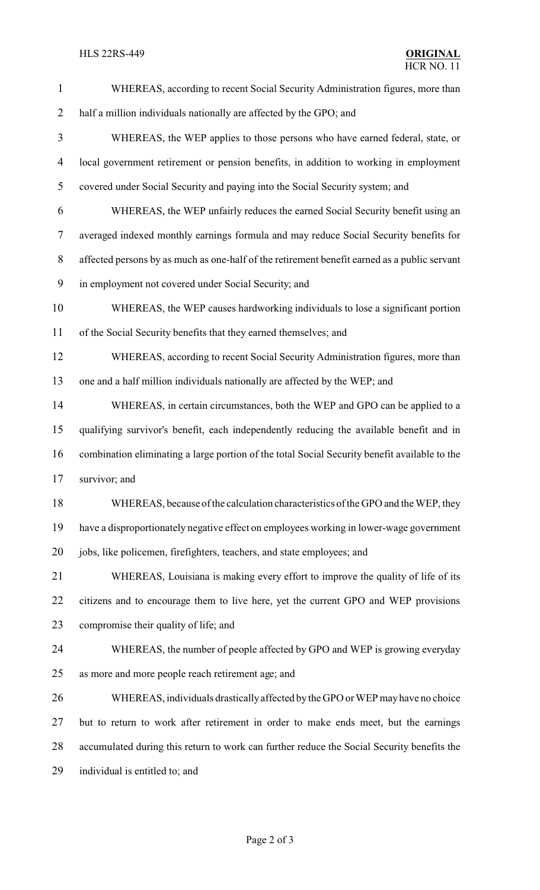WHEREAS, according to recent Social Security Administration figures, more than half a million individuals nationally are affected by the GPO; and

WHEREAS, the WEP applies to those persons who have earned federal, state, or local government retirement or pension benefits, in addition to working in employment covered under Social Security and paying into the Social Security system; and

WHEREAS, the WEP unfairly reduces the earned Social Security benefit using an averaged indexed monthly earnings formula and may reduce Social Security benefits for affected persons by as much as one-half of the retirement benefit earned as a public servant in employment not covered under Social Security; and

WHEREAS, the WEP causes hardworking individuals to lose a significant portion of the Social Security benefits that they earned themselves; and

WHEREAS, according to recent Social Security Administration figures, more than one and a half million individuals nationally are affected by the WEP; and

WHEREAS, in certain circumstances, both the WEP and GPO can be applied to a qualifying survivor's benefit, each independently reducing the available benefit and in combination eliminating a large portion of the total Social Security benefit available to the survivor; and

WHEREAS, because of the calculation characteristics of the GPO and the WEP, they have a disproportionately negative effect on employees working in lower-wage government jobs, like policemen, firefighters, teachers, and state employees; and

WHEREAS, Louisiana is making every effort to improve the quality of life of its citizens and to encourage them to live here, yet the current GPO and WEP provisions compromise their quality of life; and

WHEREAS, the number of people affected by GPO and WEP is growing everyday as more and more people reach retirement age; and

WHEREAS, individuals drastically affected by the GPO or WEP may have no choice but to return to work after retirement in order to make ends meet, but the earnings accumulated during this return to work can further reduce the Social Security benefits the individual is entitled to; and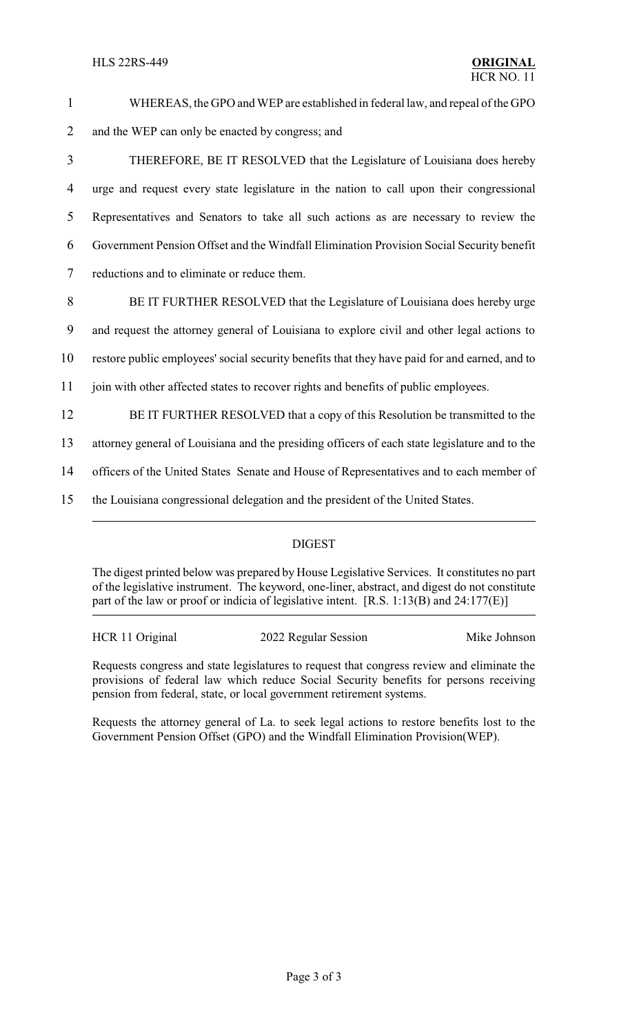WHEREAS, the GPO and WEP are established in federal law, and repeal of the GPO and the WEP can only be enacted by congress; and

THEREFORE, BE IT RESOLVED that the Legislature of Louisiana does hereby urge and request every state legislature in the nation to call upon their congressional Representatives and Senators to take all such actions as are necessary to review the Government Pension Offset and the Windfall Elimination Provision Social Security benefit reductions and to eliminate or reduce them.

BE IT FURTHER RESOLVED that the Legislature of Louisiana does hereby urge and request the attorney general of Louisiana to explore civil and other legal actions to restore public employees' social security benefits that they have paid for and earned, and to join with other affected states to recover rights and benefits of public employees.

BE IT FURTHER RESOLVED that a copy of this Resolution be transmitted to the attorney general of Louisiana and the presiding officers of each state legislature and to the officers of the United States Senate and House of Representatives and to each member of the Louisiana congressional delegation and the president of the United States.

## DIGEST

The digest printed below was prepared by House Legislative Services. It constitutes no part of the legislative instrument. The keyword, one-liner, abstract, and digest do not constitute part of the law or proof or indicia of legislative intent. [R.S. 1:13(B) and 24:177(E)]

HCR 11 Original — 2022 Regular Session — Mike Johnson

Requests congress and state legislatures to request that congress review and eliminate the provisions of federal law which reduce Social Security benefits for persons receiving pension from federal, state, or local government retirement systems.

Requests the attorney general of La. to seek legal actions to restore benefits lost to the Government Pension Offset (GPO) and the Windfall Elimination Provision(WEP).